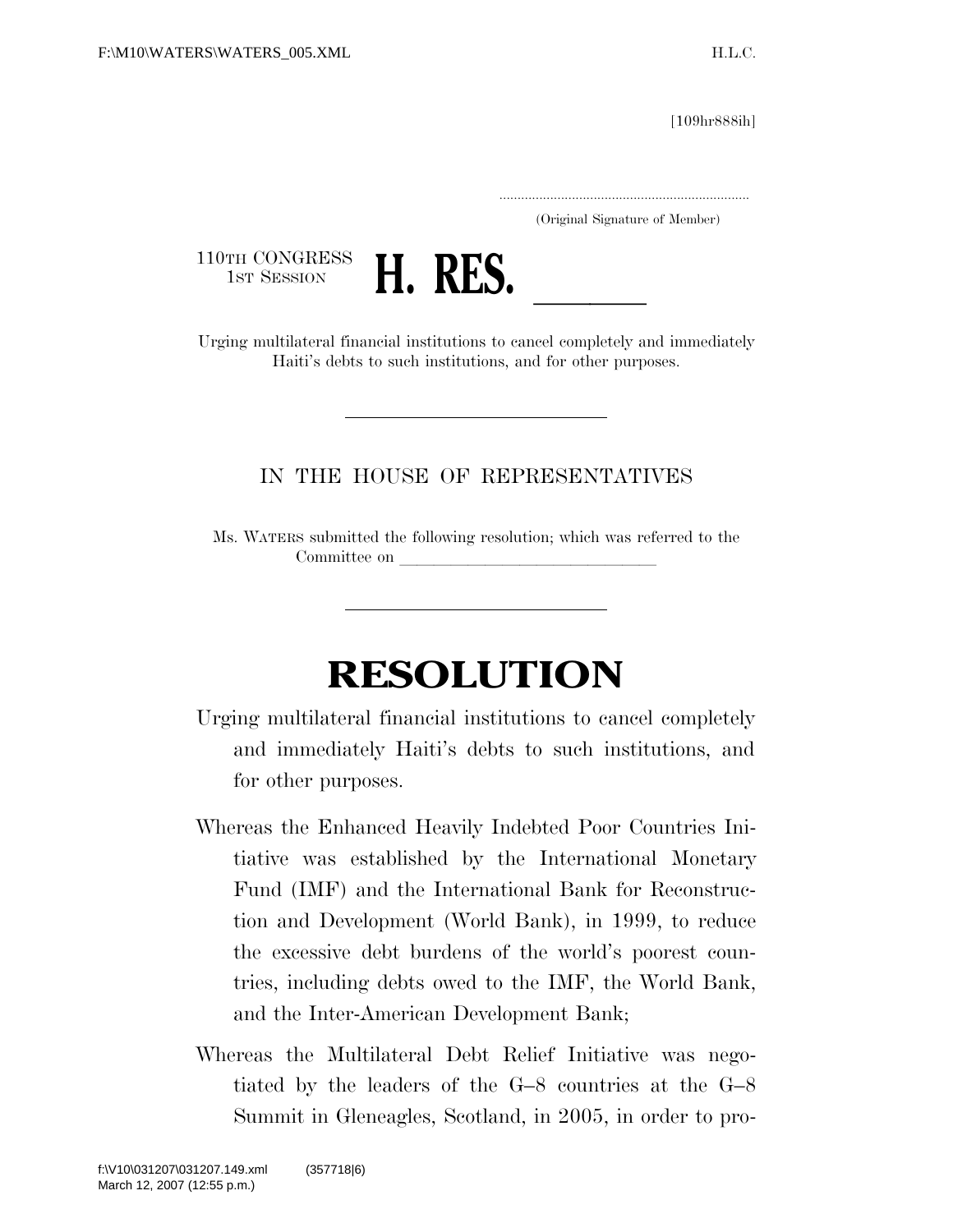[109hr888ih]

.....................................................................

(Original Signature of Member)

110TH CONGRESS
1ST SESSION

# H. RES. ______

Urging multilateral financial institutions to cancel completely and immediately Haiti's debts to such institutions, and for other purposes.

---

IN THE HOUSE OF REPRESENTATIVES

Ms. WATERS submitted the following resolution; which was referred to the Committee on ______________________________

---

# RESOLUTION

Urging multilateral financial institutions to cancel completely and immediately Haiti's debts to such institutions, and for other purposes.

Whereas the Enhanced Heavily Indebted Poor Countries Initiative was established by the International Monetary Fund (IMF) and the International Bank for Reconstruction and Development (World Bank), in 1999, to reduce the excessive debt burdens of the world's poorest countries, including debts owed to the IMF, the World Bank, and the Inter-American Development Bank;

Whereas the Multilateral Debt Relief Initiative was negotiated by the leaders of the G–8 countries at the G–8 Summit in Gleneagles, Scotland, in 2005, in order to pro-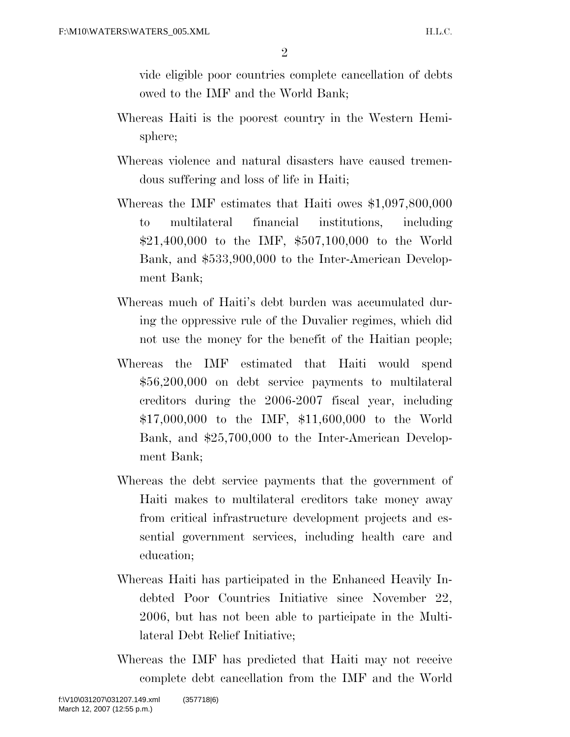vide eligible poor countries complete cancellation of debts owed to the IMF and the World Bank;

Whereas Haiti is the poorest country in the Western Hemisphere;

Whereas violence and natural disasters have caused tremendous suffering and loss of life in Haiti;

Whereas the IMF estimates that Haiti owes $1,097,800,000 to multilateral financial institutions, including $21,400,000 to the IMF, $507,100,000 to the World Bank, and $533,900,000 to the Inter-American Development Bank;

Whereas much of Haiti's debt burden was accumulated during the oppressive rule of the Duvalier regimes, which did not use the money for the benefit of the Haitian people;

Whereas the IMF estimated that Haiti would spend $56,200,000 on debt service payments to multilateral creditors during the 2006-2007 fiscal year, including $17,000,000 to the IMF, $11,600,000 to the World Bank, and $25,700,000 to the Inter-American Development Bank;

Whereas the debt service payments that the government of Haiti makes to multilateral creditors take money away from critical infrastructure development projects and essential government services, including health care and education;

Whereas Haiti has participated in the Enhanced Heavily Indebted Poor Countries Initiative since November 22, 2006, but has not been able to participate in the Multilateral Debt Relief Initiative;

Whereas the IMF has predicted that Haiti may not receive complete debt cancellation from the IMF and the World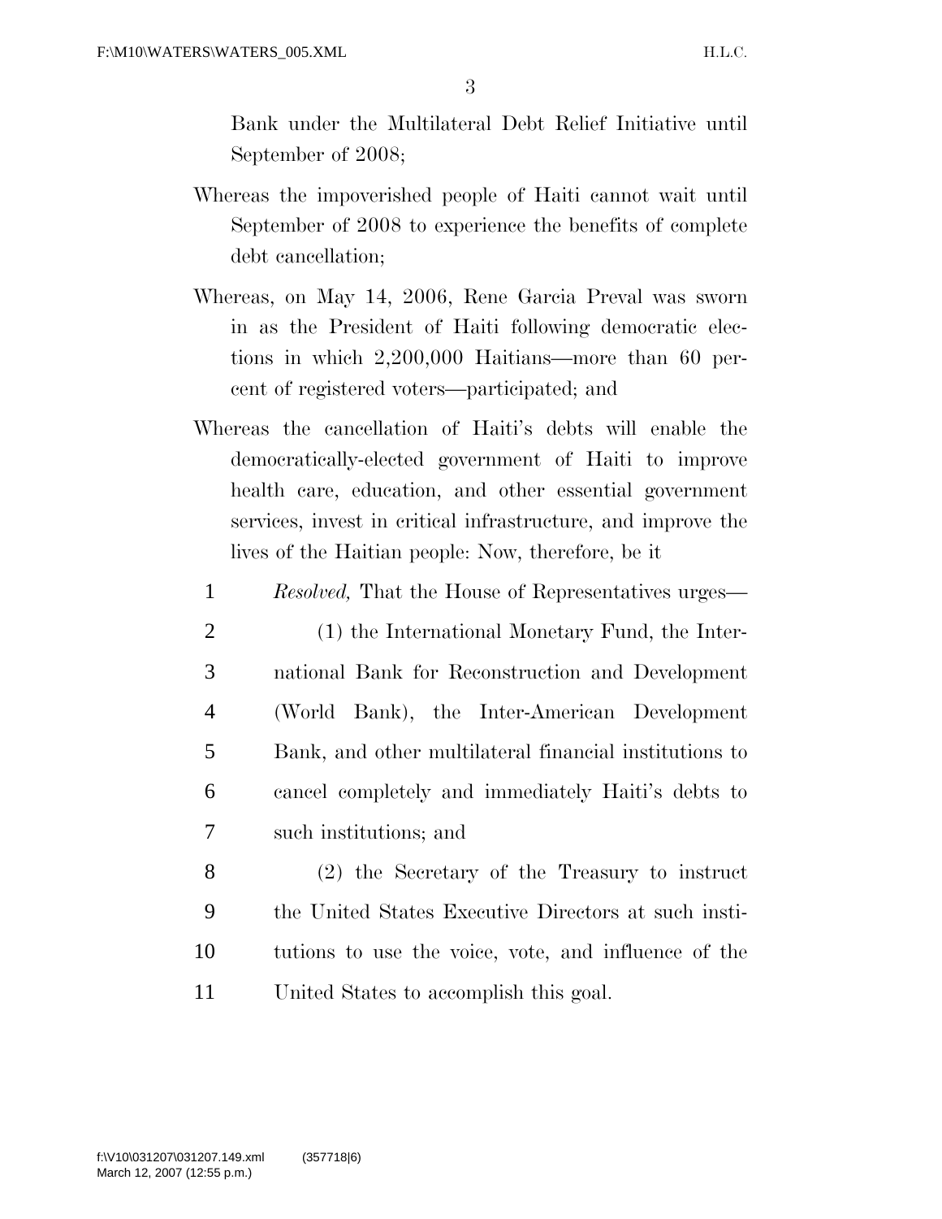Bank under the Multilateral Debt Relief Initiative until September of 2008;

Whereas the impoverished people of Haiti cannot wait until September of 2008 to experience the benefits of complete debt cancellation;

Whereas, on May 14, 2006, Rene Garcia Preval was sworn in as the President of Haiti following democratic elections in which 2,200,000 Haitians—more than 60 percent of registered voters—participated; and

Whereas the cancellation of Haiti's debts will enable the democratically-elected government of Haiti to improve health care, education, and other essential government services, invest in critical infrastructure, and improve the lives of the Haitian people: Now, therefore, be it

*Resolved,* That the House of Representatives urges—

(1) the International Monetary Fund, the International Bank for Reconstruction and Development (World Bank), the Inter-American Development Bank, and other multilateral financial institutions to cancel completely and immediately Haiti's debts to such institutions; and

(2) the Secretary of the Treasury to instruct the United States Executive Directors at such institutions to use the voice, vote, and influence of the United States to accomplish this goal.